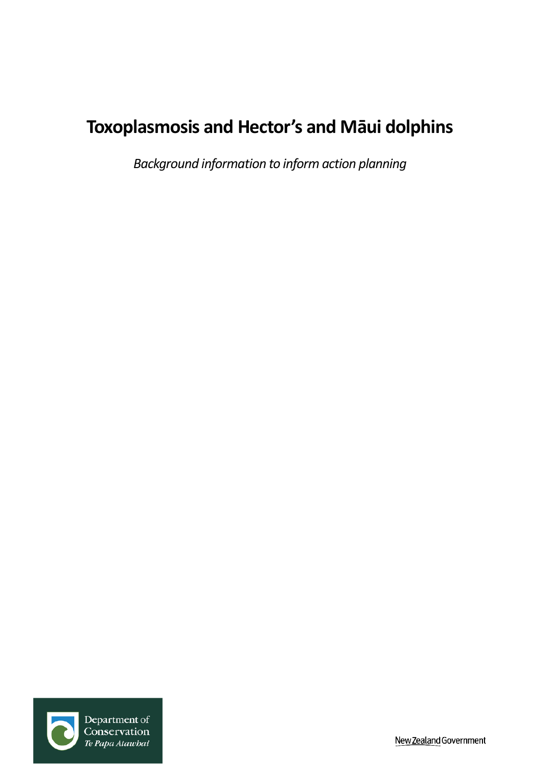# Toxoplasmosis and Hector's and Māui dolphins

*Background information to inform action planning*

Department of Conservation
Te Papa Atawhai

New Zealand Government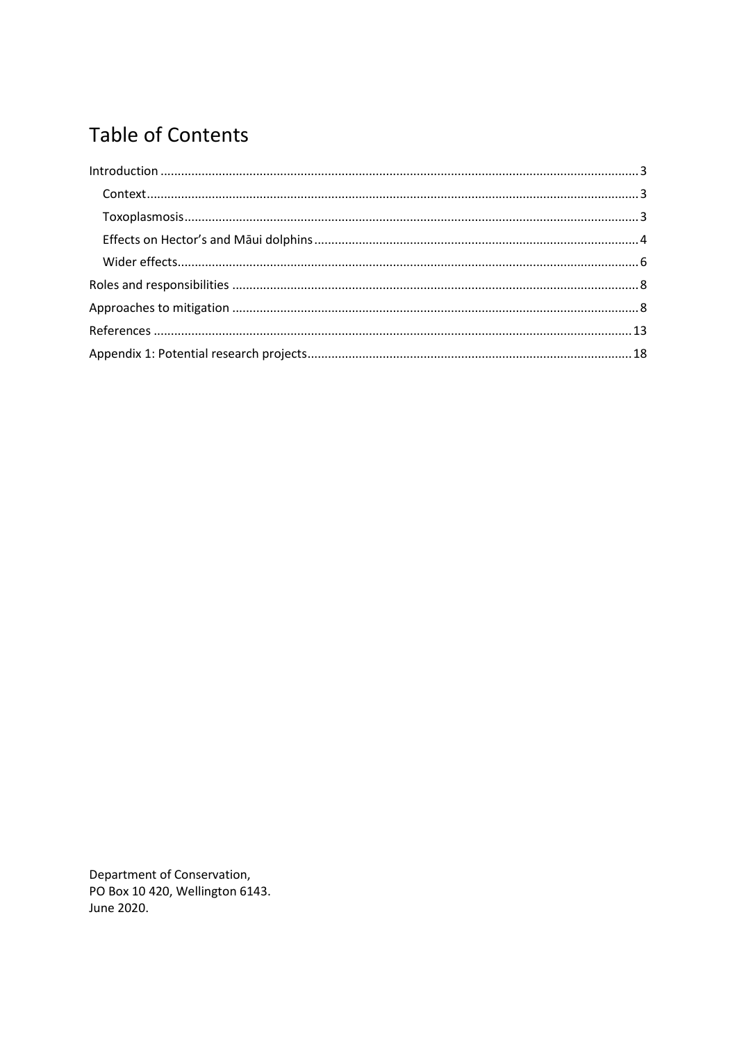# Table of Contents

- Introduction ... 3
  - Context ... 3
  - Toxoplasmosis ... 3
  - Effects on Hector's and Māui dolphins ... 4
  - Wider effects ... 6
- Roles and responsibilities ... 8
- Approaches to mitigation ... 8
- References ... 13
- Appendix 1: Potential research projects ... 18

Department of Conservation,  
PO Box 10 420, Wellington 6143.  
June 2020.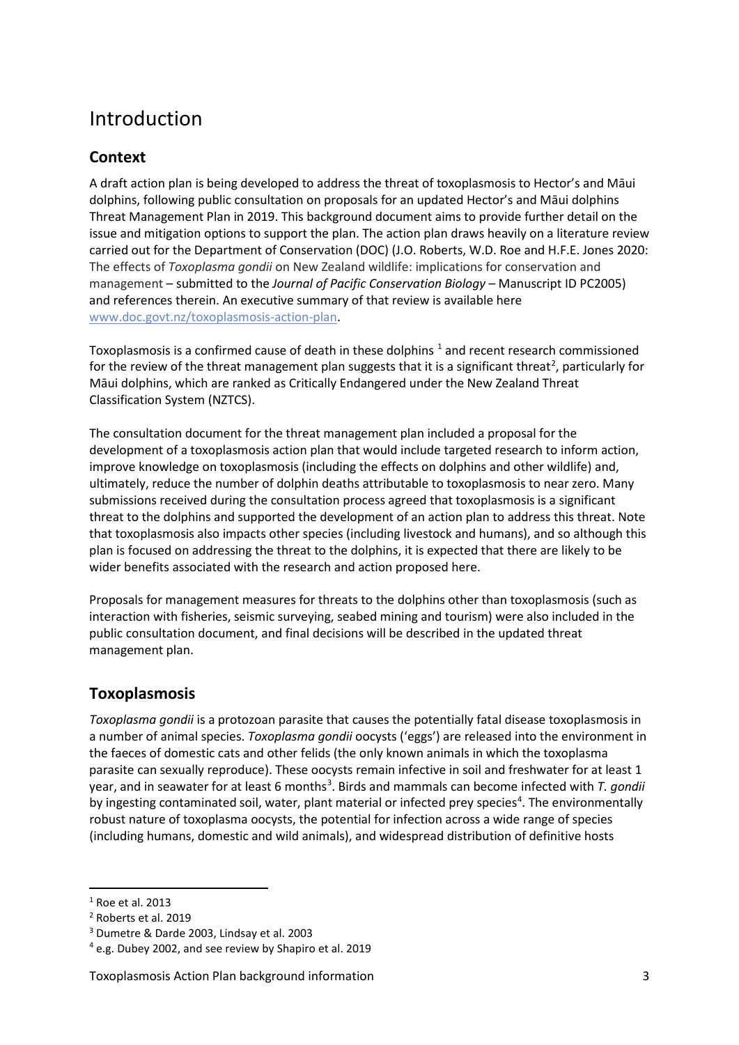# Introduction

## Context

A draft action plan is being developed to address the threat of toxoplasmosis to Hector's and Māui dolphins, following public consultation on proposals for an updated Hector's and Māui dolphins Threat Management Plan in 2019. This background document aims to provide further detail on the issue and mitigation options to support the plan. The action plan draws heavily on a literature review carried out for the Department of Conservation (DOC) (J.O. Roberts, W.D. Roe and H.F.E. Jones 2020: The effects of *Toxoplasma gondii* on New Zealand wildlife: implications for conservation and management – submitted to the *Journal of Pacific Conservation Biology* – Manuscript ID PC2005) and references therein. An executive summary of that review is available here www.doc.govt.nz/toxoplasmosis-action-plan.

Toxoplasmosis is a confirmed cause of death in these dolphins [1] and recent research commissioned for the review of the threat management plan suggests that it is a significant threat[2], particularly for Māui dolphins, which are ranked as Critically Endangered under the New Zealand Threat Classification System (NZTCS).

The consultation document for the threat management plan included a proposal for the development of a toxoplasmosis action plan that would include targeted research to inform action, improve knowledge on toxoplasmosis (including the effects on dolphins and other wildlife) and, ultimately, reduce the number of dolphin deaths attributable to toxoplasmosis to near zero. Many submissions received during the consultation process agreed that toxoplasmosis is a significant threat to the dolphins and supported the development of an action plan to address this threat. Note that toxoplasmosis also impacts other species (including livestock and humans), and so although this plan is focused on addressing the threat to the dolphins, it is expected that there are likely to be wider benefits associated with the research and action proposed here.

Proposals for management measures for threats to the dolphins other than toxoplasmosis (such as interaction with fisheries, seismic surveying, seabed mining and tourism) were also included in the public consultation document, and final decisions will be described in the updated threat management plan.

## Toxoplasmosis

*Toxoplasma gondii* is a protozoan parasite that causes the potentially fatal disease toxoplasmosis in a number of animal species. *Toxoplasma gondii* oocysts ('eggs') are released into the environment in the faeces of domestic cats and other felids (the only known animals in which the toxoplasma parasite can sexually reproduce). These oocysts remain infective in soil and freshwater for at least 1 year, and in seawater for at least 6 months[3]. Birds and mammals can become infected with *T. gondii* by ingesting contaminated soil, water, plant material or infected prey species[4]. The environmentally robust nature of toxoplasma oocysts, the potential for infection across a wide range of species (including humans, domestic and wild animals), and widespread distribution of definitive hosts

[1] Roe et al. 2013

[2] Roberts et al. 2019

[3] Dumetre & Darde 2003, Lindsay et al. 2003

[4] e.g. Dubey 2002, and see review by Shapiro et al. 2019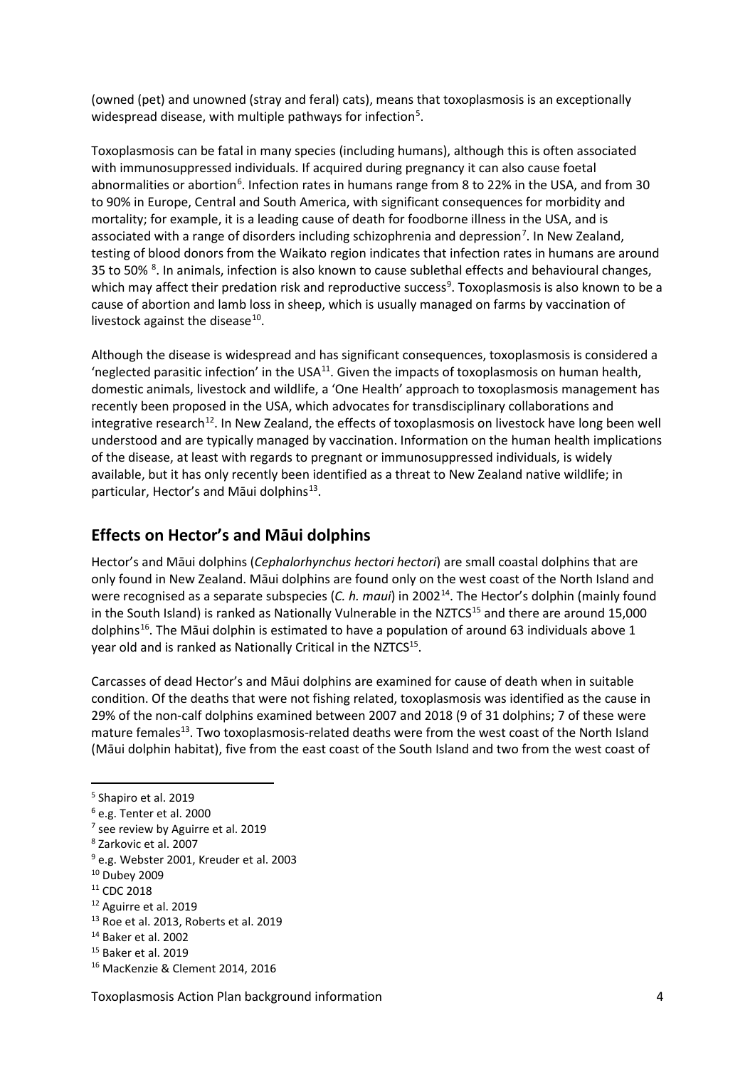(owned (pet) and unowned (stray and feral) cats), means that toxoplasmosis is an exceptionally widespread disease, with multiple pathways for infection[5].

Toxoplasmosis can be fatal in many species (including humans), although this is often associated with immunosuppressed individuals. If acquired during pregnancy it can also cause foetal abnormalities or abortion[6]. Infection rates in humans range from 8 to 22% in the USA, and from 30 to 90% in Europe, Central and South America, with significant consequences for morbidity and mortality; for example, it is a leading cause of death for foodborne illness in the USA, and is associated with a range of disorders including schizophrenia and depression[7]. In New Zealand, testing of blood donors from the Waikato region indicates that infection rates in humans are around 35 to 50% [8]. In animals, infection is also known to cause sublethal effects and behavioural changes, which may affect their predation risk and reproductive success[9]. Toxoplasmosis is also known to be a cause of abortion and lamb loss in sheep, which is usually managed on farms by vaccination of livestock against the disease[10].

Although the disease is widespread and has significant consequences, toxoplasmosis is considered a 'neglected parasitic infection' in the USA[11]. Given the impacts of toxoplasmosis on human health, domestic animals, livestock and wildlife, a 'One Health' approach to toxoplasmosis management has recently been proposed in the USA, which advocates for transdisciplinary collaborations and integrative research[12]. In New Zealand, the effects of toxoplasmosis on livestock have long been well understood and are typically managed by vaccination. Information on the human health implications of the disease, at least with regards to pregnant or immunosuppressed individuals, is widely available, but it has only recently been identified as a threat to New Zealand native wildlife; in particular, Hector's and Māui dolphins[13].

## Effects on Hector's and Māui dolphins

Hector's and Māui dolphins (*Cephalorhynchus hectori hectori*) are small coastal dolphins that are only found in New Zealand. Māui dolphins are found only on the west coast of the North Island and were recognised as a separate subspecies (*C. h. maui*) in 2002[14]. The Hector's dolphin (mainly found in the South Island) is ranked as Nationally Vulnerable in the NZTCS[15] and there are around 15,000 dolphins[16]. The Māui dolphin is estimated to have a population of around 63 individuals above 1 year old and is ranked as Nationally Critical in the NZTCS[15].

Carcasses of dead Hector's and Māui dolphins are examined for cause of death when in suitable condition. Of the deaths that were not fishing related, toxoplasmosis was identified as the cause in 29% of the non-calf dolphins examined between 2007 and 2018 (9 of 31 dolphins; 7 of these were mature females[13]. Two toxoplasmosis-related deaths were from the west coast of the North Island (Māui dolphin habitat), five from the east coast of the South Island and two from the west coast of

---

[5] Shapiro et al. 2019
[6] e.g. Tenter et al. 2000
[7] see review by Aguirre et al. 2019
[8] Zarkovic et al. 2007
[9] e.g. Webster 2001, Kreuder et al. 2003
[10] Dubey 2009
[11] CDC 2018
[12] Aguirre et al. 2019
[13] Roe et al. 2013, Roberts et al. 2019
[14] Baker et al. 2002
[15] Baker et al. 2019
[16] MacKenzie & Clement 2014, 2016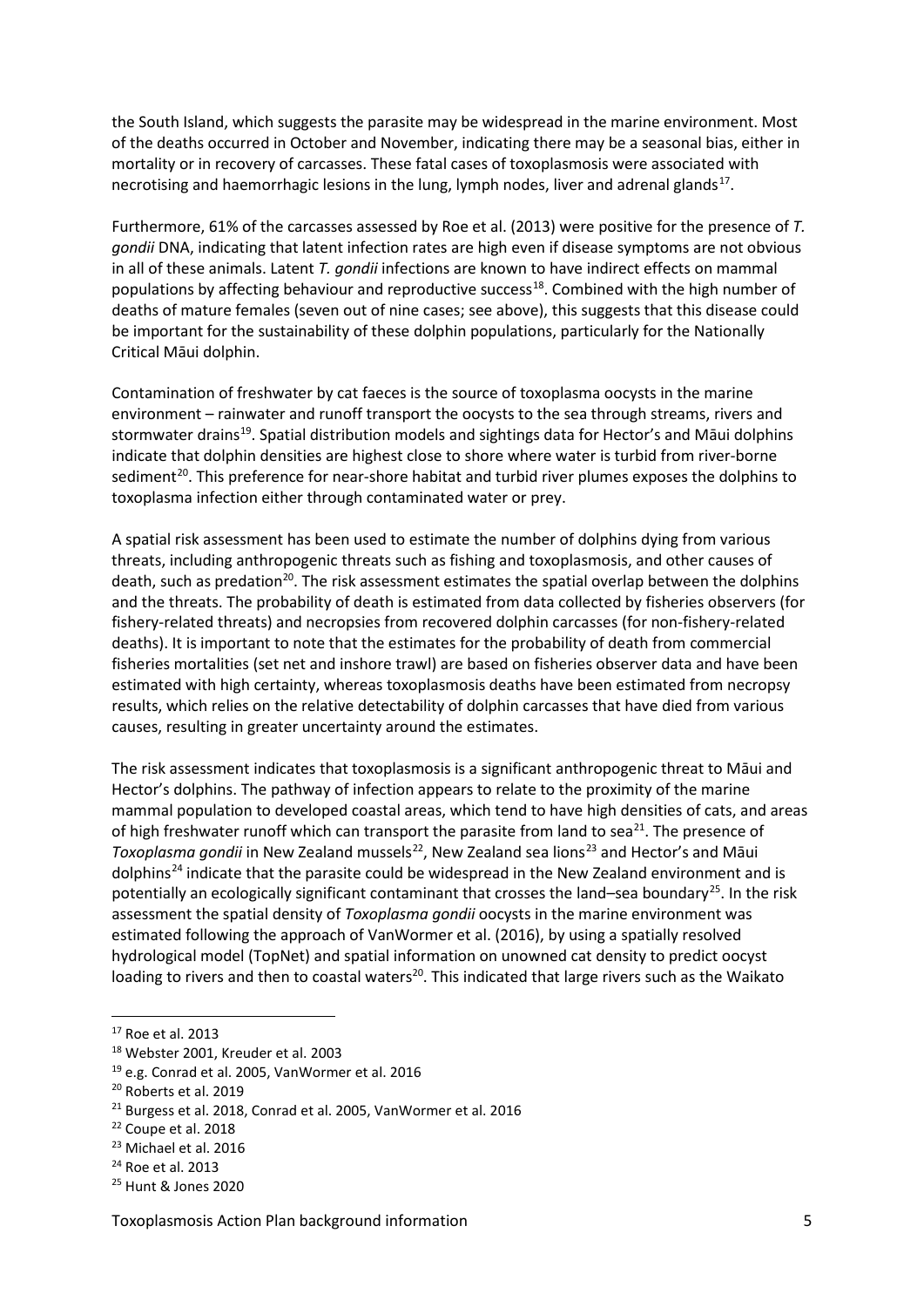the South Island, which suggests the parasite may be widespread in the marine environment. Most of the deaths occurred in October and November, indicating there may be a seasonal bias, either in mortality or in recovery of carcasses. These fatal cases of toxoplasmosis were associated with necrotising and haemorrhagic lesions in the lung, lymph nodes, liver and adrenal glands[17].

Furthermore, 61% of the carcasses assessed by Roe et al. (2013) were positive for the presence of *T. gondii* DNA, indicating that latent infection rates are high even if disease symptoms are not obvious in all of these animals. Latent *T. gondii* infections are known to have indirect effects on mammal populations by affecting behaviour and reproductive success[18]. Combined with the high number of deaths of mature females (seven out of nine cases; see above), this suggests that this disease could be important for the sustainability of these dolphin populations, particularly for the Nationally Critical Māui dolphin.

Contamination of freshwater by cat faeces is the source of toxoplasma oocysts in the marine environment – rainwater and runoff transport the oocysts to the sea through streams, rivers and stormwater drains[19]. Spatial distribution models and sightings data for Hector's and Māui dolphins indicate that dolphin densities are highest close to shore where water is turbid from river-borne sediment[20]. This preference for near-shore habitat and turbid river plumes exposes the dolphins to toxoplasma infection either through contaminated water or prey.

A spatial risk assessment has been used to estimate the number of dolphins dying from various threats, including anthropogenic threats such as fishing and toxoplasmosis, and other causes of death, such as predation[20]. The risk assessment estimates the spatial overlap between the dolphins and the threats. The probability of death is estimated from data collected by fisheries observers (for fishery-related threats) and necropsies from recovered dolphin carcasses (for non-fishery-related deaths). It is important to note that the estimates for the probability of death from commercial fisheries mortalities (set net and inshore trawl) are based on fisheries observer data and have been estimated with high certainty, whereas toxoplasmosis deaths have been estimated from necropsy results, which relies on the relative detectability of dolphin carcasses that have died from various causes, resulting in greater uncertainty around the estimates.

The risk assessment indicates that toxoplasmosis is a significant anthropogenic threat to Māui and Hector's dolphins. The pathway of infection appears to relate to the proximity of the marine mammal population to developed coastal areas, which tend to have high densities of cats, and areas of high freshwater runoff which can transport the parasite from land to sea[21]. The presence of *Toxoplasma gondii* in New Zealand mussels[22], New Zealand sea lions[23] and Hector's and Māui dolphins[24] indicate that the parasite could be widespread in the New Zealand environment and is potentially an ecologically significant contaminant that crosses the land–sea boundary[25]. In the risk assessment the spatial density of *Toxoplasma gondii* oocysts in the marine environment was estimated following the approach of VanWormer et al. (2016), by using a spatially resolved hydrological model (TopNet) and spatial information on unowned cat density to predict oocyst loading to rivers and then to coastal waters[20]. This indicated that large rivers such as the Waikato

---

[17] Roe et al. 2013
[18] Webster 2001, Kreuder et al. 2003
[19] e.g. Conrad et al. 2005, VanWormer et al. 2016
[20] Roberts et al. 2019
[21] Burgess et al. 2018, Conrad et al. 2005, VanWormer et al. 2016
[22] Coupe et al. 2018
[23] Michael et al. 2016
[24] Roe et al. 2013
[25] Hunt & Jones 2020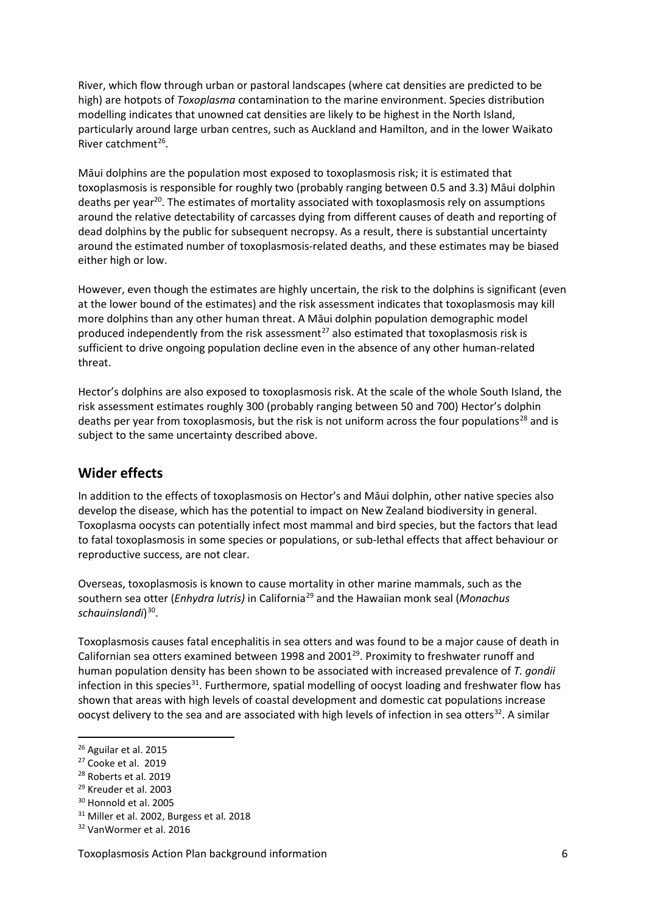River, which flow through urban or pastoral landscapes (where cat densities are predicted to be high) are hotspots of *Toxoplasma* contamination to the marine environment. Species distribution modelling indicates that unowned cat densities are likely to be highest in the North Island, particularly around large urban centres, such as Auckland and Hamilton, and in the lower Waikato River catchment[26].

Māui dolphins are the population most exposed to toxoplasmosis risk; it is estimated that toxoplasmosis is responsible for roughly two (probably ranging between 0.5 and 3.3) Māui dolphin deaths per year[20]. The estimates of mortality associated with toxoplasmosis rely on assumptions around the relative detectability of carcasses dying from different causes of death and reporting of dead dolphins by the public for subsequent necropsy. As a result, there is substantial uncertainty around the estimated number of toxoplasmosis-related deaths, and these estimates may be biased either high or low.

However, even though the estimates are highly uncertain, the risk to the dolphins is significant (even at the lower bound of the estimates) and the risk assessment indicates that toxoplasmosis may kill more dolphins than any other human threat. A Māui dolphin population demographic model produced independently from the risk assessment[27] also estimated that toxoplasmosis risk is sufficient to drive ongoing population decline even in the absence of any other human-related threat.

Hector's dolphins are also exposed to toxoplasmosis risk. At the scale of the whole South Island, the risk assessment estimates roughly 300 (probably ranging between 50 and 700) Hector's dolphin deaths per year from toxoplasmosis, but the risk is not uniform across the four populations[28] and is subject to the same uncertainty described above.

## Wider effects

In addition to the effects of toxoplasmosis on Hector's and Māui dolphin, other native species also develop the disease, which has the potential to impact on New Zealand biodiversity in general. Toxoplasma oocysts can potentially infect most mammal and bird species, but the factors that lead to fatal toxoplasmosis in some species or populations, or sub-lethal effects that affect behaviour or reproductive success, are not clear.

Overseas, toxoplasmosis is known to cause mortality in other marine mammals, such as the southern sea otter (*Enhydra lutris)* in California[29] and the Hawaiian monk seal (*Monachus schauinslandi*)[30].

Toxoplasmosis causes fatal encephalitis in sea otters and was found to be a major cause of death in Californian sea otters examined between 1998 and 2001[29]. Proximity to freshwater runoff and human population density has been shown to be associated with increased prevalence of *T. gondii* infection in this species[31]. Furthermore, spatial modelling of oocyst loading and freshwater flow has shown that areas with high levels of coastal development and domestic cat populations increase oocyst delivery to the sea and are associated with high levels of infection in sea otters[32]. A similar

[26] Aguilar et al. 2015
[27] Cooke et al. 2019
[28] Roberts et al. 2019
[29] Kreuder et al. 2003
[30] Honnold et al. 2005
[31] Miller et al. 2002, Burgess et al. 2018
[32] VanWormer et al. 2016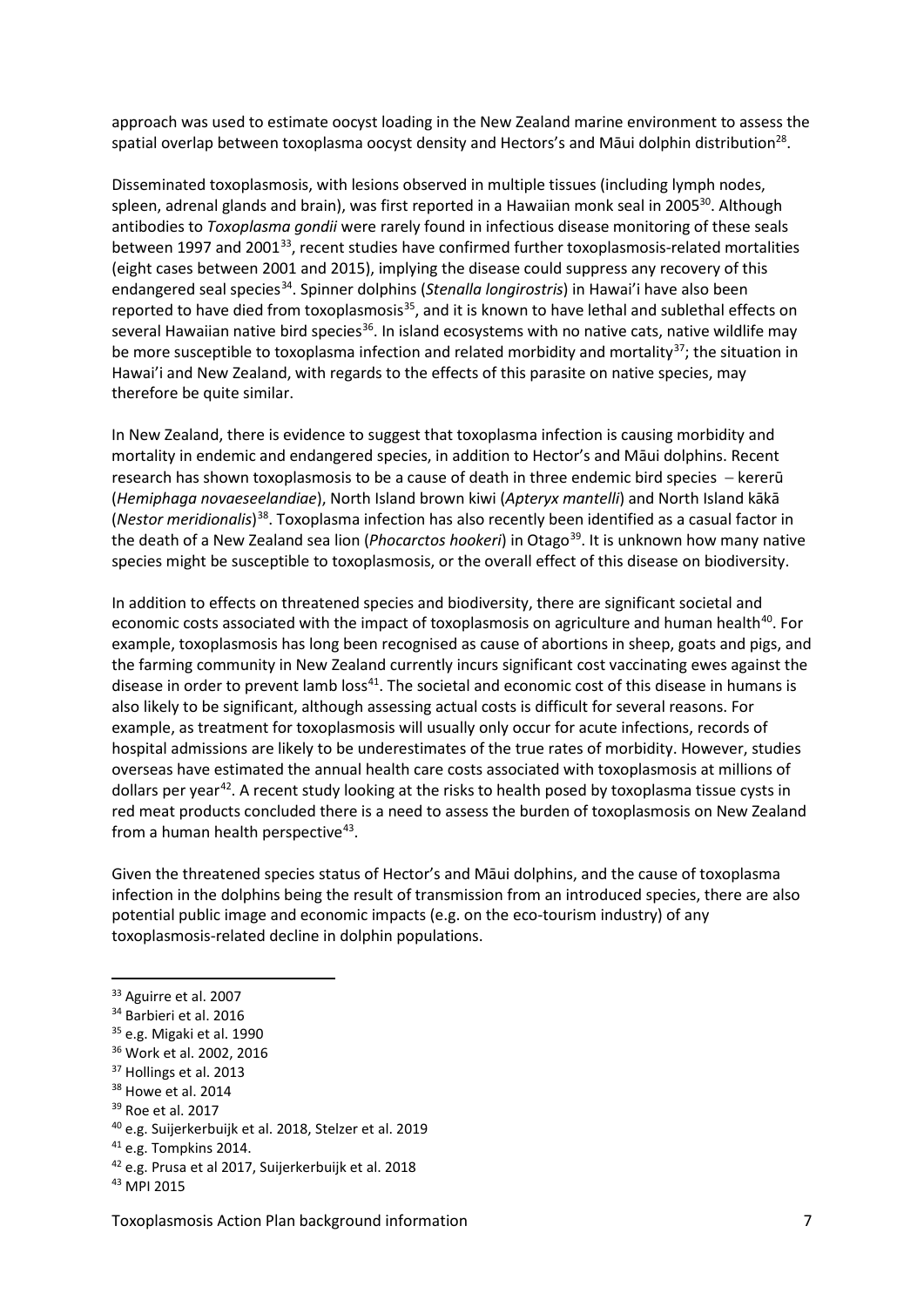approach was used to estimate oocyst loading in the New Zealand marine environment to assess the spatial overlap between toxoplasma oocyst density and Hectors's and Māui dolphin distribution[28].

Disseminated toxoplasmosis, with lesions observed in multiple tissues (including lymph nodes, spleen, adrenal glands and brain), was first reported in a Hawaiian monk seal in 2005[30]. Although antibodies to *Toxoplasma gondii* were rarely found in infectious disease monitoring of these seals between 1997 and 2001[33], recent studies have confirmed further toxoplasmosis-related mortalities (eight cases between 2001 and 2015), implying the disease could suppress any recovery of this endangered seal species[34]. Spinner dolphins (*Stenalla longirostris*) in Hawai'i have also been reported to have died from toxoplasmosis[35], and it is known to have lethal and sublethal effects on several Hawaiian native bird species[36]. In island ecosystems with no native cats, native wildlife may be more susceptible to toxoplasma infection and related morbidity and mortality[37]; the situation in Hawai'i and New Zealand, with regards to the effects of this parasite on native species, may therefore be quite similar.

In New Zealand, there is evidence to suggest that toxoplasma infection is causing morbidity and mortality in endemic and endangered species, in addition to Hector's and Māui dolphins. Recent research has shown toxoplasmosis to be a cause of death in three endemic bird species – kererū (*Hemiphaga novaeseelandiae*), North Island brown kiwi (*Apteryx mantelli*) and North Island kākā (*Nestor meridionalis*)[38]. Toxoplasma infection has also recently been identified as a casual factor in the death of a New Zealand sea lion (*Phocarctos hookeri*) in Otago[39]. It is unknown how many native species might be susceptible to toxoplasmosis, or the overall effect of this disease on biodiversity.

In addition to effects on threatened species and biodiversity, there are significant societal and economic costs associated with the impact of toxoplasmosis on agriculture and human health[40]. For example, toxoplasmosis has long been recognised as cause of abortions in sheep, goats and pigs, and the farming community in New Zealand currently incurs significant cost vaccinating ewes against the disease in order to prevent lamb loss[41]. The societal and economic cost of this disease in humans is also likely to be significant, although assessing actual costs is difficult for several reasons. For example, as treatment for toxoplasmosis will usually only occur for acute infections, records of hospital admissions are likely to be underestimates of the true rates of morbidity. However, studies overseas have estimated the annual health care costs associated with toxoplasmosis at millions of dollars per year[42]. A recent study looking at the risks to health posed by toxoplasma tissue cysts in red meat products concluded there is a need to assess the burden of toxoplasmosis on New Zealand from a human health perspective[43].

Given the threatened species status of Hector's and Māui dolphins, and the cause of toxoplasma infection in the dolphins being the result of transmission from an introduced species, there are also potential public image and economic impacts (e.g. on the eco-tourism industry) of any toxoplasmosis-related decline in dolphin populations.

---

[33] Aguirre et al. 2007
[34] Barbieri et al. 2016
[35] e.g. Migaki et al. 1990
[36] Work et al. 2002, 2016
[37] Hollings et al. 2013
[38] Howe et al. 2014
[39] Roe et al. 2017
[40] e.g. Suijjerkerbuijk et al. 2018, Stelzer et al. 2019
[41] e.g. Tompkins 2014.
[42] e.g. Prusa et al 2017, Suijerkerbuijk et al. 2018
[43] MPI 2015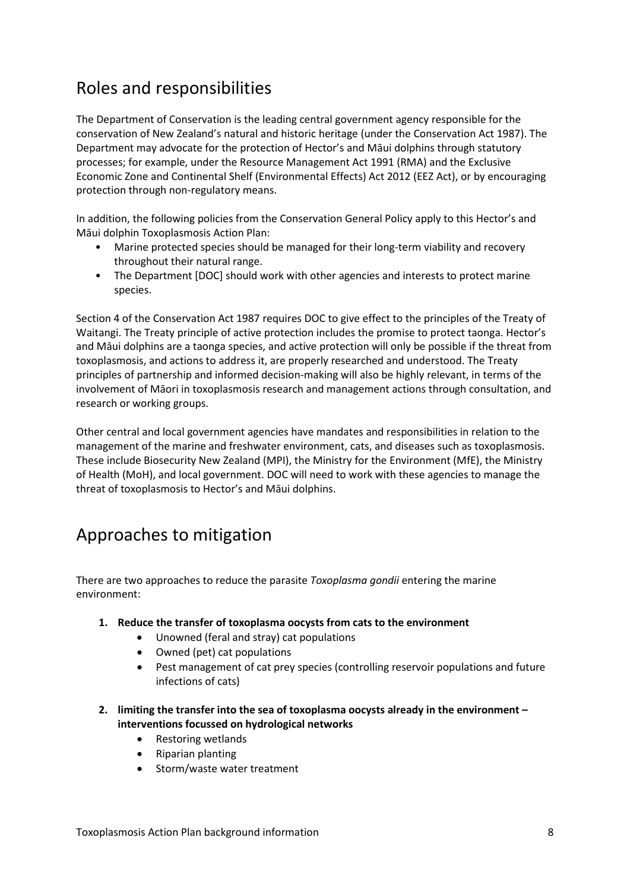## Roles and responsibilities

The Department of Conservation is the leading central government agency responsible for the conservation of New Zealand's natural and historic heritage (under the Conservation Act 1987). The Department may advocate for the protection of Hector's and Māui dolphins through statutory processes; for example, under the Resource Management Act 1991 (RMA) and the Exclusive Economic Zone and Continental Shelf (Environmental Effects) Act 2012 (EEZ Act), or by encouraging protection through non-regulatory means.

In addition, the following policies from the Conservation General Policy apply to this Hector's and Māui dolphin Toxoplasmosis Action Plan:

- Marine protected species should be managed for their long-term viability and recovery throughout their natural range.
- The Department [DOC] should work with other agencies and interests to protect marine species.

Section 4 of the Conservation Act 1987 requires DOC to give effect to the principles of the Treaty of Waitangi. The Treaty principle of active protection includes the promise to protect taonga. Hector's and Māui dolphins are a taonga species, and active protection will only be possible if the threat from toxoplasmosis, and actions to address it, are properly researched and understood. The Treaty principles of partnership and informed decision-making will also be highly relevant, in terms of the involvement of Māori in toxoplasmosis research and management actions through consultation, and research or working groups.

Other central and local government agencies have mandates and responsibilities in relation to the management of the marine and freshwater environment, cats, and diseases such as toxoplasmosis. These include Biosecurity New Zealand (MPI), the Ministry for the Environment (MfE), the Ministry of Health (MoH), and local government. DOC will need to work with these agencies to manage the threat of toxoplasmosis to Hector's and Māui dolphins.

## Approaches to mitigation

There are two approaches to reduce the parasite *Toxoplasma gondii* entering the marine environment:

1. **Reduce the transfer of toxoplasma oocysts from cats to the environment**
    - Unowned (feral and stray) cat populations
    - Owned (pet) cat populations
    - Pest management of cat prey species (controlling reservoir populations and future infections of cats)
2. **limiting the transfer into the sea of toxoplasma oocysts already in the environment – interventions focussed on hydrological networks**
    - Restoring wetlands
    - Riparian planting
    - Storm/waste water treatment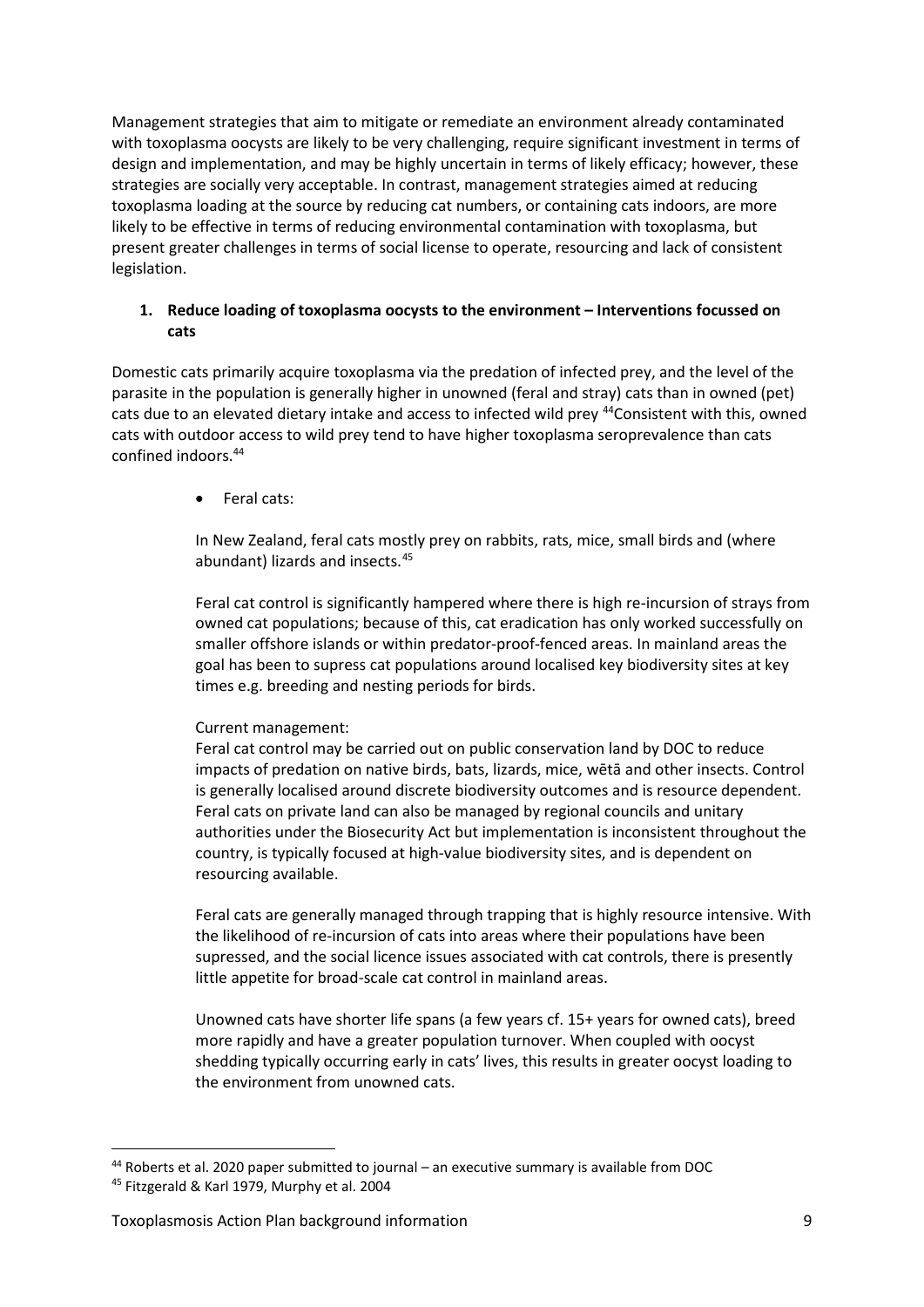Management strategies that aim to mitigate or remediate an environment already contaminated with toxoplasma oocysts are likely to be very challenging, require significant investment in terms of design and implementation, and may be highly uncertain in terms of likely efficacy; however, these strategies are socially very acceptable. In contrast, management strategies aimed at reducing toxoplasma loading at the source by reducing cat numbers, or containing cats indoors, are more likely to be effective in terms of reducing environmental contamination with toxoplasma, but present greater challenges in terms of social license to operate, resourcing and lack of consistent legislation.

**1. Reduce loading of toxoplasma oocysts to the environment – Interventions focussed on cats**

Domestic cats primarily acquire toxoplasma via the predation of infected prey, and the level of the parasite in the population is generally higher in unowned (feral and stray) cats than in owned (pet) cats due to an elevated dietary intake and access to infected wild prey [44]Consistent with this, owned cats with outdoor access to wild prey tend to have higher toxoplasma seroprevalence than cats confined indoors.[44]

- Feral cats:

  In New Zealand, feral cats mostly prey on rabbits, rats, mice, small birds and (where abundant) lizards and insects.[45]

  Feral cat control is significantly hampered where there is high re-incursion of strays from owned cat populations; because of this, cat eradication has only worked successfully on smaller offshore islands or within predator-proof-fenced areas. In mainland areas the goal has been to supress cat populations around localised key biodiversity sites at key times e.g. breeding and nesting periods for birds.

  Current management:
  Feral cat control may be carried out on public conservation land by DOC to reduce impacts of predation on native birds, bats, lizards, mice, wētā and other insects. Control is generally localised around discrete biodiversity outcomes and is resource dependent. Feral cats on private land can also be managed by regional councils and unitary authorities under the Biosecurity Act but implementation is inconsistent throughout the country, is typically focused at high-value biodiversity sites, and is dependent on resourcing available.

  Feral cats are generally managed through trapping that is highly resource intensive. With the likelihood of re-incursion of cats into areas where their populations have been supressed, and the social licence issues associated with cat controls, there is presently little appetite for broad-scale cat control in mainland areas.

  Unowned cats have shorter life spans (a few years cf. 15+ years for owned cats), breed more rapidly and have a greater population turnover. When coupled with oocyst shedding typically occurring early in cats' lives, this results in greater oocyst loading to the environment from unowned cats.

---

[44] Roberts et al. 2020 paper submitted to journal – an executive summary is available from DOC

[45] Fitzgerald & Karl 1979, Murphy et al. 2004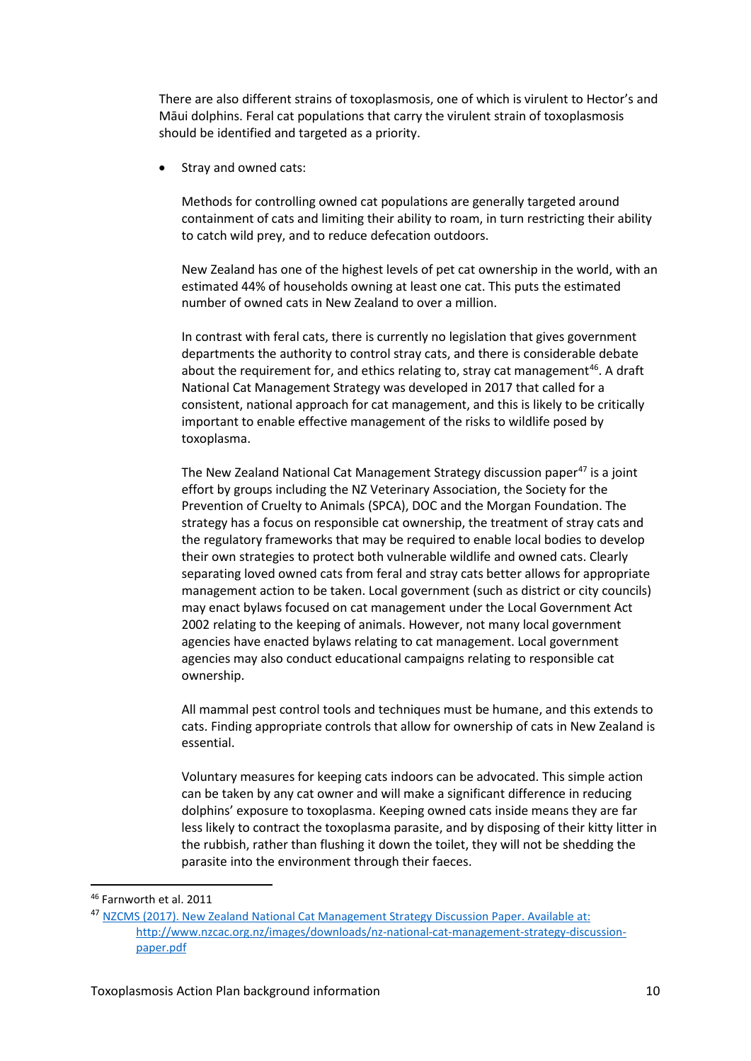There are also different strains of toxoplasmosis, one of which is virulent to Hector's and Māui dolphins. Feral cat populations that carry the virulent strain of toxoplasmosis should be identified and targeted as a priority.

- Stray and owned cats:

  Methods for controlling owned cat populations are generally targeted around containment of cats and limiting their ability to roam, in turn restricting their ability to catch wild prey, and to reduce defecation outdoors.

  New Zealand has one of the highest levels of pet cat ownership in the world, with an estimated 44% of households owning at least one cat. This puts the estimated number of owned cats in New Zealand to over a million.

  In contrast with feral cats, there is currently no legislation that gives government departments the authority to control stray cats, and there is considerable debate about the requirement for, and ethics relating to, stray cat management[46]. A draft National Cat Management Strategy was developed in 2017 that called for a consistent, national approach for cat management, and this is likely to be critically important to enable effective management of the risks to wildlife posed by toxoplasma.

  The New Zealand National Cat Management Strategy discussion paper[47] is a joint effort by groups including the NZ Veterinary Association, the Society for the Prevention of Cruelty to Animals (SPCA), DOC and the Morgan Foundation. The strategy has a focus on responsible cat ownership, the treatment of stray cats and the regulatory frameworks that may be required to enable local bodies to develop their own strategies to protect both vulnerable wildlife and owned cats. Clearly separating loved owned cats from feral and stray cats better allows for appropriate management action to be taken. Local government (such as district or city councils) may enact bylaws focused on cat management under the Local Government Act 2002 relating to the keeping of animals. However, not many local government agencies have enacted bylaws relating to cat management. Local government agencies may also conduct educational campaigns relating to responsible cat ownership.

  All mammal pest control tools and techniques must be humane, and this extends to cats. Finding appropriate controls that allow for ownership of cats in New Zealand is essential.

  Voluntary measures for keeping cats indoors can be advocated. This simple action can be taken by any cat owner and will make a significant difference in reducing dolphins' exposure to toxoplasma. Keeping owned cats inside means they are far less likely to contract the toxoplasma parasite, and by disposing of their kitty litter in the rubbish, rather than flushing it down the toilet, they will not be shedding the parasite into the environment through their faeces.

---

[46] Farnworth et al. 2011

[47] NZCMS (2017). New Zealand National Cat Management Strategy Discussion Paper. Available at: http://www.nzcac.org.nz/images/downloads/nz-national-cat-management-strategy-discussion-paper.pdf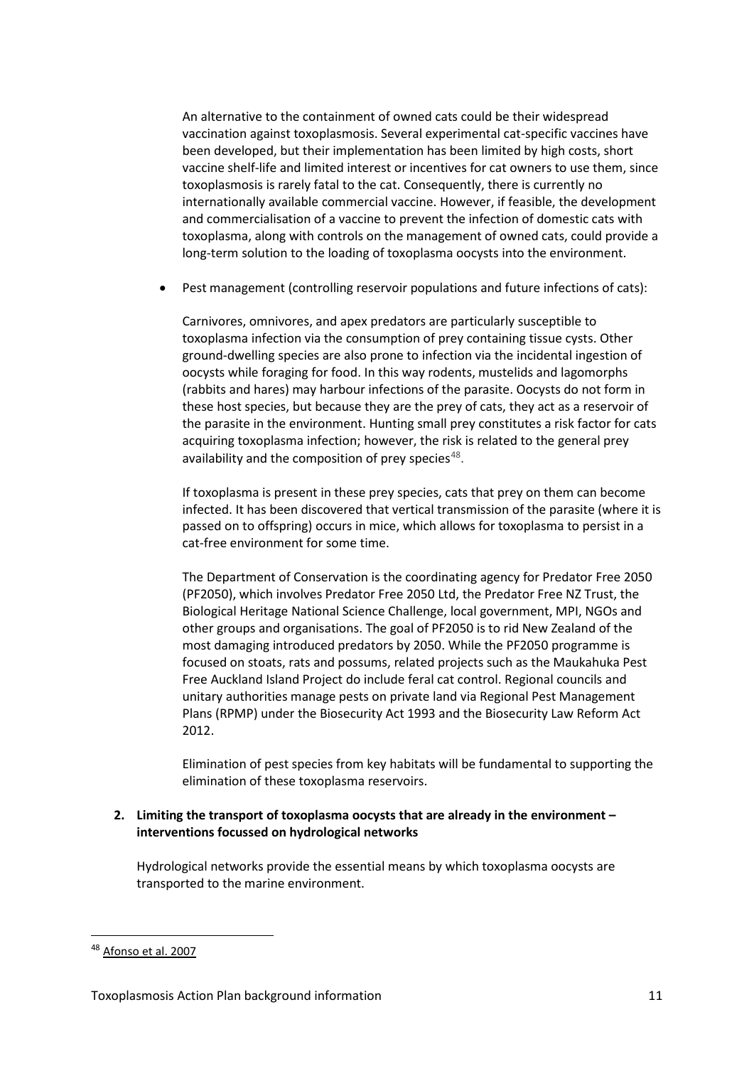An alternative to the containment of owned cats could be their widespread vaccination against toxoplasmosis. Several experimental cat-specific vaccines have been developed, but their implementation has been limited by high costs, short vaccine shelf-life and limited interest or incentives for cat owners to use them, since toxoplasmosis is rarely fatal to the cat. Consequently, there is currently no internationally available commercial vaccine. However, if feasible, the development and commercialisation of a vaccine to prevent the infection of domestic cats with toxoplasma, along with controls on the management of owned cats, could provide a long-term solution to the loading of toxoplasma oocysts into the environment.

- Pest management (controlling reservoir populations and future infections of cats):

  Carnivores, omnivores, and apex predators are particularly susceptible to toxoplasma infection via the consumption of prey containing tissue cysts. Other ground-dwelling species are also prone to infection via the incidental ingestion of oocysts while foraging for food. In this way rodents, mustelids and lagomorphs (rabbits and hares) may harbour infections of the parasite. Oocysts do not form in these host species, but because they are the prey of cats, they act as a reservoir of the parasite in the environment. Hunting small prey constitutes a risk factor for cats acquiring toxoplasma infection; however, the risk is related to the general prey availability and the composition of prey species[48].

  If toxoplasma is present in these prey species, cats that prey on them can become infected. It has been discovered that vertical transmission of the parasite (where it is passed on to offspring) occurs in mice, which allows for toxoplasma to persist in a cat-free environment for some time.

  The Department of Conservation is the coordinating agency for Predator Free 2050 (PF2050), which involves Predator Free 2050 Ltd, the Predator Free NZ Trust, the Biological Heritage National Science Challenge, local government, MPI, NGOs and other groups and organisations. The goal of PF2050 is to rid New Zealand of the most damaging introduced predators by 2050. While the PF2050 programme is focused on stoats, rats and possums, related projects such as the Maukahuka Pest Free Auckland Island Project do include feral cat control. Regional councils and unitary authorities manage pests on private land via Regional Pest Management Plans (RPMP) under the Biosecurity Act 1993 and the Biosecurity Law Reform Act 2012.

  Elimination of pest species from key habitats will be fundamental to supporting the elimination of these toxoplasma reservoirs.

**2. Limiting the transport of toxoplasma oocysts that are already in the environment – interventions focussed on hydrological networks**

Hydrological networks provide the essential means by which toxoplasma oocysts are transported to the marine environment.

[48] Afonso et al. 2007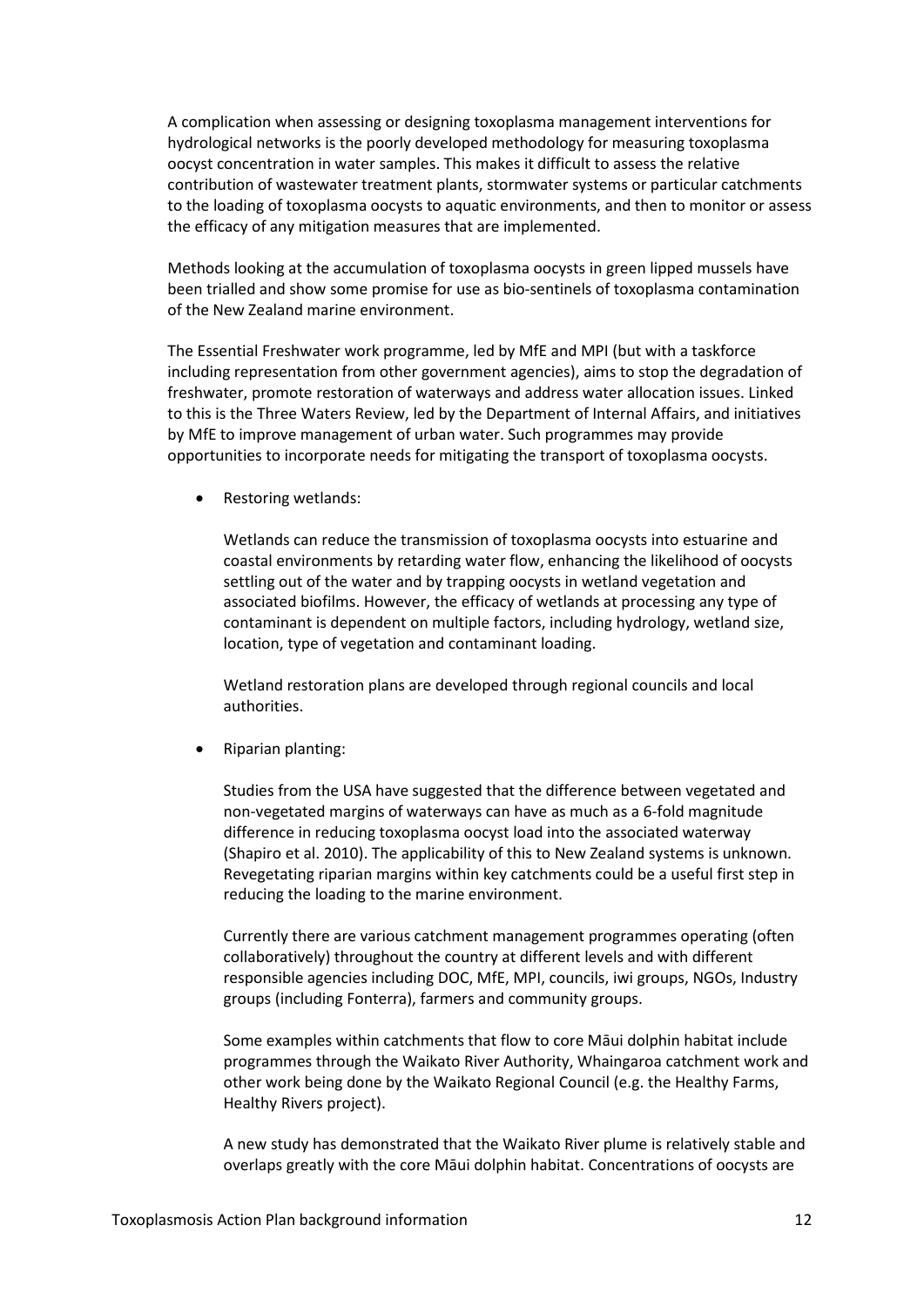A complication when assessing or designing toxoplasma management interventions for hydrological networks is the poorly developed methodology for measuring toxoplasma oocyst concentration in water samples. This makes it difficult to assess the relative contribution of wastewater treatment plants, stormwater systems or particular catchments to the loading of toxoplasma oocysts to aquatic environments, and then to monitor or assess the efficacy of any mitigation measures that are implemented.

Methods looking at the accumulation of toxoplasma oocysts in green lipped mussels have been trialled and show some promise for use as bio-sentinels of toxoplasma contamination of the New Zealand marine environment.

The Essential Freshwater work programme, led by MfE and MPI (but with a taskforce including representation from other government agencies), aims to stop the degradation of freshwater, promote restoration of waterways and address water allocation issues. Linked to this is the Three Waters Review, led by the Department of Internal Affairs, and initiatives by MfE to improve management of urban water. Such programmes may provide opportunities to incorporate needs for mitigating the transport of toxoplasma oocysts.

- Restoring wetlands:

  Wetlands can reduce the transmission of toxoplasma oocysts into estuarine and coastal environments by retarding water flow, enhancing the likelihood of oocysts settling out of the water and by trapping oocysts in wetland vegetation and associated biofilms. However, the efficacy of wetlands at processing any type of contaminant is dependent on multiple factors, including hydrology, wetland size, location, type of vegetation and contaminant loading.

  Wetland restoration plans are developed through regional councils and local authorities.

- Riparian planting:

  Studies from the USA have suggested that the difference between vegetated and non-vegetated margins of waterways can have as much as a 6-fold magnitude difference in reducing toxoplasma oocyst load into the associated waterway (Shapiro et al. 2010). The applicability of this to New Zealand systems is unknown. Revegetating riparian margins within key catchments could be a useful first step in reducing the loading to the marine environment.

  Currently there are various catchment management programmes operating (often collaboratively) throughout the country at different levels and with different responsible agencies including DOC, MfE, MPI, councils, iwi groups, NGOs, Industry groups (including Fonterra), farmers and community groups.

  Some examples within catchments that flow to core Māui dolphin habitat include programmes through the Waikato River Authority, Whaingaroa catchment work and other work being done by the Waikato Regional Council (e.g. the Healthy Farms, Healthy Rivers project).

  A new study has demonstrated that the Waikato River plume is relatively stable and overlaps greatly with the core Māui dolphin habitat. Concentrations of oocysts are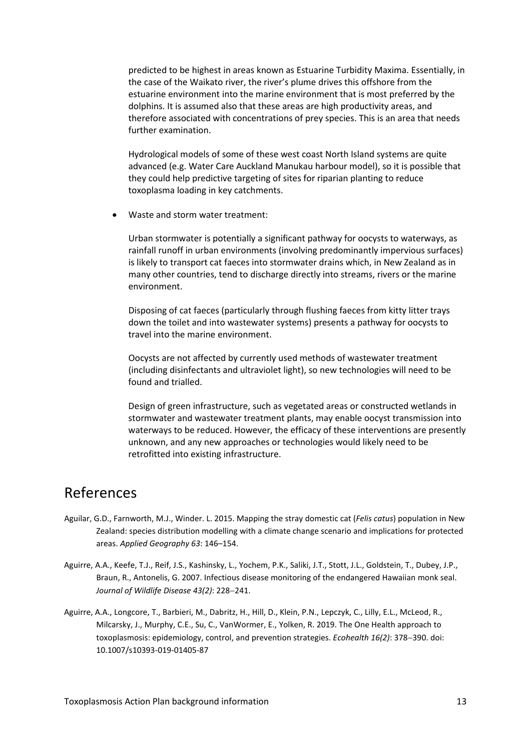predicted to be highest in areas known as Estuarine Turbidity Maxima. Essentially, in the case of the Waikato river, the river's plume drives this offshore from the estuarine environment into the marine environment that is most preferred by the dolphins. It is assumed also that these areas are high productivity areas, and therefore associated with concentrations of prey species. This is an area that needs further examination.

Hydrological models of some of these west coast North Island systems are quite advanced (e.g. Water Care Auckland Manukau harbour model), so it is possible that they could help predictive targeting of sites for riparian planting to reduce toxoplasma loading in key catchments.

- Waste and storm water treatment:

  Urban stormwater is potentially a significant pathway for oocysts to waterways, as rainfall runoff in urban environments (involving predominantly impervious surfaces) is likely to transport cat faeces into stormwater drains which, in New Zealand as in many other countries, tend to discharge directly into streams, rivers or the marine environment.

  Disposing of cat faeces (particularly through flushing faeces from kitty litter trays down the toilet and into wastewater systems) presents a pathway for oocysts to travel into the marine environment.

  Oocysts are not affected by currently used methods of wastewater treatment (including disinfectants and ultraviolet light), so new technologies will need to be found and trialled.

  Design of green infrastructure, such as vegetated areas or constructed wetlands in stormwater and wastewater treatment plants, may enable oocyst transmission into waterways to be reduced. However, the efficacy of these interventions are presently unknown, and any new approaches or technologies would likely need to be retrofitted into existing infrastructure.

# References

Aguilar, G.D., Farnworth, M.J., Winder. L. 2015. Mapping the stray domestic cat (*Felis catus*) population in New Zealand: species distribution modelling with a climate change scenario and implications for protected areas. *Applied Geography 63*: 146–154.

Aguirre, A.A., Keefe, T.J., Reif, J.S., Kashinsky, L., Yochem, P.K., Saliki, J.T., Stott, J.L., Goldstein, T., Dubey, J.P., Braun, R., Antonelis, G. 2007. Infectious disease monitoring of the endangered Hawaiian monk seal. *Journal of Wildlife Disease 43(2)*: 228–241.

Aguirre, A.A., Longcore, T., Barbieri, M., Dabritz, H., Hill, D., Klein, P.N., Lepczyk, C., Lilly, E.L., McLeod, R., Milcarsky, J., Murphy, C.E., Su, C., VanWormer, E., Yolken, R. 2019. The One Health approach to toxoplasmosis: epidemiology, control, and prevention strategies. *Ecohealth 16(2)*: 378–390. doi: 10.1007/s10393-019-01405-87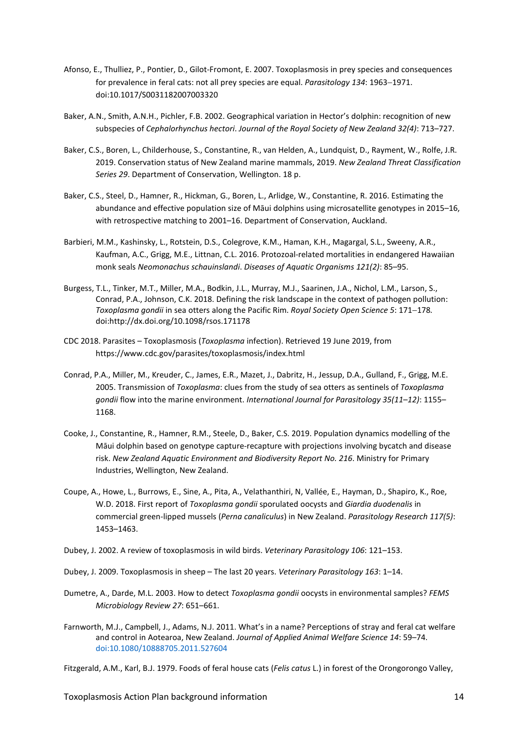Afonso, E., Thulliez, P., Pontier, D., Gilot-Fromont, E. 2007. Toxoplasmosis in prey species and consequences for prevalence in feral cats: not all prey species are equal. *Parasitology 134*: 1963–1971. doi:10.1017/S0031182007003320

Baker, A.N., Smith, A.N.H., Pichler, F.B. 2002. Geographical variation in Hector's dolphin: recognition of new subspecies of *Cephalorhynchus hectori*. *Journal of the Royal Society of New Zealand 32(4)*: 713–727.

Baker, C.S., Boren, L., Childerhouse, S., Constantine, R., van Helden, A., Lundquist, D., Rayment, W., Rolfe, J.R. 2019. Conservation status of New Zealand marine mammals, 2019. *New Zealand Threat Classification Series 29*. Department of Conservation, Wellington. 18 p.

Baker, C.S., Steel, D., Hamner, R., Hickman, G., Boren, L., Arlidge, W., Constantine, R. 2016. Estimating the abundance and effective population size of Māui dolphins using microsatellite genotypes in 2015–16, with retrospective matching to 2001–16. Department of Conservation, Auckland.

Barbieri, M.M., Kashinsky, L., Rotstein, D.S., Colegrove, K.M., Haman, K.H., Magargal, S.L., Sweeny, A.R., Kaufman, A.C., Grigg, M.E., Littnan, C.L. 2016. Protozoal-related mortalities in endangered Hawaiian monk seals *Neomonachus schauinslandi*. *Diseases of Aquatic Organisms 121(2)*: 85–95.

Burgess, T.L., Tinker, M.T., Miller, M.A., Bodkin, J.L., Murray, M.J., Saarinen, J.A., Nichol, L.M., Larson, S., Conrad, P.A., Johnson, C.K. 2018. Defining the risk landscape in the context of pathogen pollution: *Toxoplasma gondii* in sea otters along the Pacific Rim. *Royal Society Open Science 5*: 171–178. doi:http://dx.doi.org/10.1098/rsos.171178

CDC 2018. Parasites – Toxoplasmosis (*Toxoplasma* infection). Retrieved 19 June 2019, from https://www.cdc.gov/parasites/toxoplasmosis/index.html

Conrad, P.A., Miller, M., Kreuder, C., James, E.R., Mazet, J., Dabritz, H., Jessup, D.A., Gulland, F., Grigg, M.E. 2005. Transmission of *Toxoplasma*: clues from the study of sea otters as sentinels of *Toxoplasma gondii* flow into the marine environment. *International Journal for Parasitology 35(11–12)*: 1155–1168.

Cooke, J., Constantine, R., Hamner, R.M., Steele, D., Baker, C.S. 2019. Population dynamics modelling of the Māui dolphin based on genotype capture-recapture with projections involving bycatch and disease risk. *New Zealand Aquatic Environment and Biodiversity Report No. 216*. Ministry for Primary Industries, Wellington, New Zealand.

Coupe, A., Howe, L., Burrows, E., Sine, A., Pita, A., Velathanthiri, N, Vallée, E., Hayman, D., Shapiro, K., Roe, W.D. 2018. First report of *Toxoplasma gondii* sporulated oocysts and *Giardia duodenalis* in commercial green-lipped mussels (*Perna canaliculus*) in New Zealand. *Parasitology Research 117(5)*: 1453–1463.

Dubey, J. 2002. A review of toxoplasmosis in wild birds. *Veterinary Parasitology 106*: 121–153.

Dubey, J. 2009. Toxoplasmosis in sheep – The last 20 years. *Veterinary Parasitology 163*: 1–14.

Dumetre, A., Darde, M.L. 2003. How to detect *Toxoplasma gondii* oocysts in environmental samples? *FEMS Microbiology Review 27*: 651–661.

Farnworth, M.J., Campbell, J., Adams, N.J. 2011. What's in a name? Perceptions of stray and feral cat welfare and control in Aotearoa, New Zealand. *Journal of Applied Animal Welfare Science 14*: 59–74. doi:10.1080/10888705.2011.527604

Fitzgerald, A.M., Karl, B.J. 1979. Foods of feral house cats (*Felis catus* L.) in forest of the Orongorongo Valley,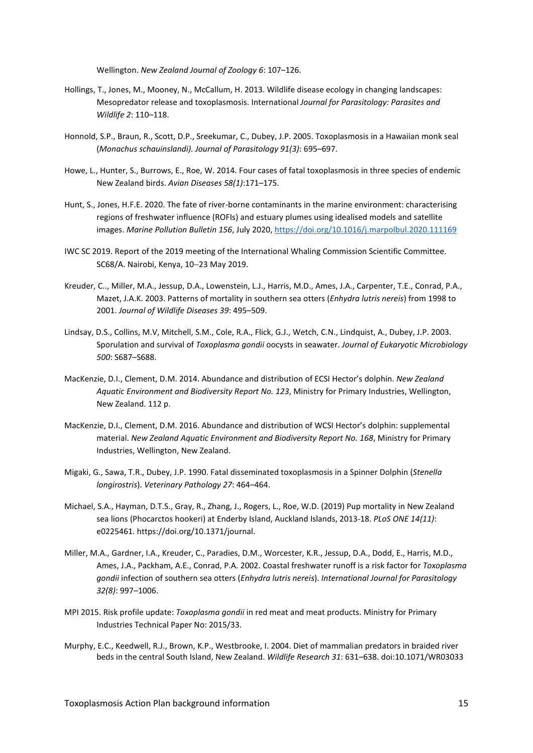Wellington. *New Zealand Journal of Zoology 6*: 107–126.

Hollings, T., Jones, M., Mooney, N., McCallum, H. 2013. Wildlife disease ecology in changing landscapes: Mesopredator release and toxoplasmosis. International *Journal for Parasitology: Parasites and Wildlife 2*: 110–118.

Honnold, S.P., Braun, R., Scott, D.P., Sreekumar, C., Dubey, J.P. 2005. Toxoplasmosis in a Hawaiian monk seal (*Monachus schauinslandi). Journal of Parasitology 91(3)*: 695–697.

Howe, L., Hunter, S., Burrows, E., Roe, W. 2014. Four cases of fatal toxoplasmosis in three species of endemic New Zealand birds. *Avian Diseases 58(1)*:171–175.

Hunt, S., Jones, H.F.E. 2020. The fate of river-borne contaminants in the marine environment: characterising regions of freshwater influence (ROFIs) and estuary plumes using idealised models and satellite images. *Marine Pollution Bulletin 156*, July 2020, https://doi.org/10.1016/j.marpolbul.2020.111169

IWC SC 2019. Report of the 2019 meeting of the International Whaling Commission Scientific Committee. SC68/A. Nairobi, Kenya, 10–23 May 2019.

Kreuder, C.., Miller, M.A., Jessup, D.A., Lowenstein, L.J., Harris, M.D., Ames, J.A., Carpenter, T.E., Conrad, P.A., Mazet, J.A.K. 2003. Patterns of mortality in southern sea otters (*Enhydra lutris nereis*) from 1998 to 2001. *Journal of Wildlife Diseases 39*: 495–509.

Lindsay, D.S., Collins, M.V, Mitchell, S.M., Cole, R.A., Flick, G.J., Wetch, C.N., Lindquist, A., Dubey, J.P. 2003. Sporulation and survival of *Toxoplasma gondii* oocysts in seawater. *Journal of Eukaryotic Microbiology 500*: S687–S688.

MacKenzie, D.I., Clement, D.M. 2014. Abundance and distribution of ECSI Hector's dolphin. *New Zealand Aquatic Environment and Biodiversity Report No. 123*, Ministry for Primary Industries, Wellington, New Zealand. 112 p.

MacKenzie, D.I., Clement, D.M. 2016. Abundance and distribution of WCSI Hector's dolphin: supplemental material. *New Zealand Aquatic Environment and Biodiversity Report No. 168*, Ministry for Primary Industries, Wellington, New Zealand.

Migaki, G., Sawa, T.R., Dubey, J.P. 1990. Fatal disseminated toxoplasmosis in a Spinner Dolphin (*Stenella longirostris*). *Veterinary Pathology 27*: 464–464.

Michael, S.A., Hayman, D.T.S., Gray, R., Zhang, J., Rogers, L., Roe, W.D. (2019) Pup mortality in New Zealand sea lions (Phocarctos hookeri) at Enderby Island, Auckland Islands, 2013-18. *PLoS ONE 14(11)*: e0225461. https://doi.org/10.1371/journal.

Miller, M.A., Gardner, I.A., Kreuder, C., Paradies, D.M., Worcester, K.R., Jessup, D.A., Dodd, E., Harris, M.D., Ames, J.A., Packham, A.E., Conrad, P.A. 2002. Coastal freshwater runoff is a risk factor for *Toxoplasma gondii* infection of southern sea otters (*Enhydra lutris nereis*). *International Journal for Parasitology 32(8)*: 997–1006.

MPI 2015. Risk profile update: *Toxoplasma gondii* in red meat and meat products. Ministry for Primary Industries Technical Paper No: 2015/33.

Murphy, E.C., Keedwell, R.J., Brown, K.P., Westbrooke, I. 2004. Diet of mammalian predators in braided river beds in the central South Island, New Zealand. *Wildlife Research 31*: 631–638. doi:10.1071/WR03033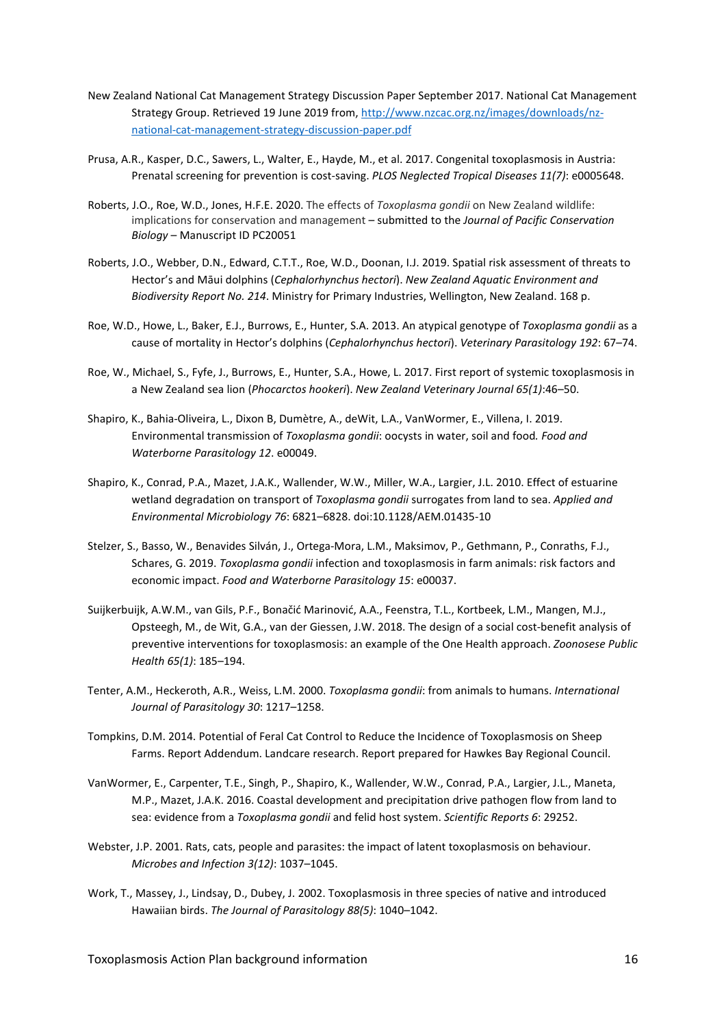New Zealand National Cat Management Strategy Discussion Paper September 2017. National Cat Management Strategy Group. Retrieved 19 June 2019 from, [http://www.nzcac.org.nz/images/downloads/nz-national-cat-management-strategy-discussion-paper.pdf](http://www.nzcac.org.nz/images/downloads/nz-national-cat-management-strategy-discussion-paper.pdf)

Prusa, A.R., Kasper, D.C., Sawers, L., Walter, E., Hayde, M., et al. 2017. Congenital toxoplasmosis in Austria: Prenatal screening for prevention is cost-saving. *PLOS Neglected Tropical Diseases 11(7)*: e0005648.

Roberts, J.O., Roe, W.D., Jones, H.F.E. 2020. The effects of *Toxoplasma gondii* on New Zealand wildlife: implications for conservation and management – submitted to the *Journal of Pacific Conservation Biology* – Manuscript ID PC20051

Roberts, J.O., Webber, D.N., Edward, C.T.T., Roe, W.D., Doonan, I.J. 2019. Spatial risk assessment of threats to Hector's and Māui dolphins (*Cephalorhynchus hectori*). *New Zealand Aquatic Environment and Biodiversity Report No. 214*. Ministry for Primary Industries, Wellington, New Zealand. 168 p.

Roe, W.D., Howe, L., Baker, E.J., Burrows, E., Hunter, S.A. 2013. An atypical genotype of *Toxoplasma gondii* as a cause of mortality in Hector's dolphins (*Cephalorhynchus hectori*). *Veterinary Parasitology 192*: 67–74.

Roe, W., Michael, S., Fyfe, J., Burrows, E., Hunter, S.A., Howe, L. 2017. First report of systemic toxoplasmosis in a New Zealand sea lion (*Phocarctos hookeri*). *New Zealand Veterinary Journal 65(1)*:46–50.

Shapiro, K., Bahia-Oliveira, L., Dixon B, Dumètre, A., deWit, L.A., VanWormer, E., Villena, I. 2019. Environmental transmission of *Toxoplasma gondii*: oocysts in water, soil and food*. Food and Waterborne Parasitology 12*. e00049.

Shapiro, K., Conrad, P.A., Mazet, J.A.K., Wallender, W.W., Miller, W.A., Largier, J.L. 2010. Effect of estuarine wetland degradation on transport of *Toxoplasma gondii* surrogates from land to sea. *Applied and Environmental Microbiology 76*: 6821–6828. doi:10.1128/AEM.01435-10

Stelzer, S., Basso, W., Benavides Silván, J., Ortega-Mora, L.M., Maksimov, P., Gethmann, P., Conraths, F.J., Schares, G. 2019. *Toxoplasma gondii* infection and toxoplasmosis in farm animals: risk factors and economic impact. *Food and Waterborne Parasitology 15*: e00037.

Suijkerbuijk, A.W.M., van Gils, P.F., Bonačić Marinović, A.A., Feenstra, T.L., Kortbeek, L.M., Mangen, M.J., Opsteegh, M., de Wit, G.A., van der Giessen, J.W. 2018. The design of a social cost-benefit analysis of preventive interventions for toxoplasmosis: an example of the One Health approach. *Zoonosese Public Health 65(1)*: 185–194.

Tenter, A.M., Heckeroth, A.R., Weiss, L.M. 2000. *Toxoplasma gondii*: from animals to humans. *International Journal of Parasitology 30*: 1217–1258.

Tompkins, D.M. 2014. Potential of Feral Cat Control to Reduce the Incidence of Toxoplasmosis on Sheep Farms. Report Addendum. Landcare research. Report prepared for Hawkes Bay Regional Council.

VanWormer, E., Carpenter, T.E., Singh, P., Shapiro, K., Wallender, W.W., Conrad, P.A., Largier, J.L., Maneta, M.P., Mazet, J.A.K. 2016. Coastal development and precipitation drive pathogen flow from land to sea: evidence from a *Toxoplasma gondii* and felid host system. *Scientific Reports 6*: 29252.

Webster, J.P. 2001. Rats, cats, people and parasites: the impact of latent toxoplasmosis on behaviour. *Microbes and Infection 3(12)*: 1037–1045.

Work, T., Massey, J., Lindsay, D., Dubey, J. 2002. Toxoplasmosis in three species of native and introduced Hawaiian birds. *The Journal of Parasitology 88(5)*: 1040–1042.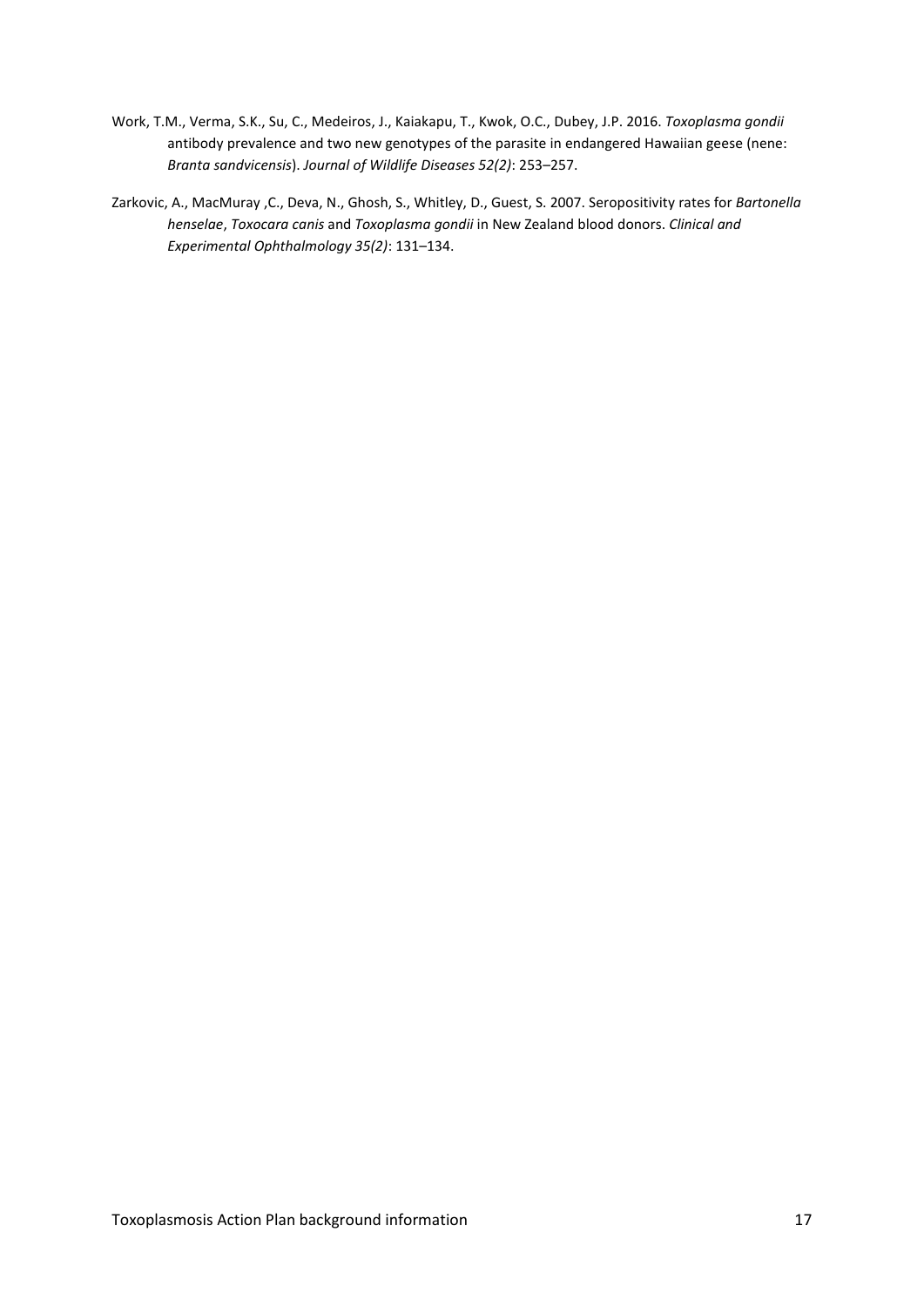Work, T.M., Verma, S.K., Su, C., Medeiros, J., Kaiakapu, T., Kwok, O.C., Dubey, J.P. 2016. *Toxoplasma gondii* antibody prevalence and two new genotypes of the parasite in endangered Hawaiian geese (nene: *Branta sandvicensis*). *Journal of Wildlife Diseases 52(2)*: 253–257.

Zarkovic, A., MacMuray ,C., Deva, N., Ghosh, S., Whitley, D., Guest, S. 2007. Seropositivity rates for *Bartonella henselae*, *Toxocara canis* and *Toxoplasma gondii* in New Zealand blood donors. *Clinical and Experimental Ophthalmology 35(2)*: 131–134.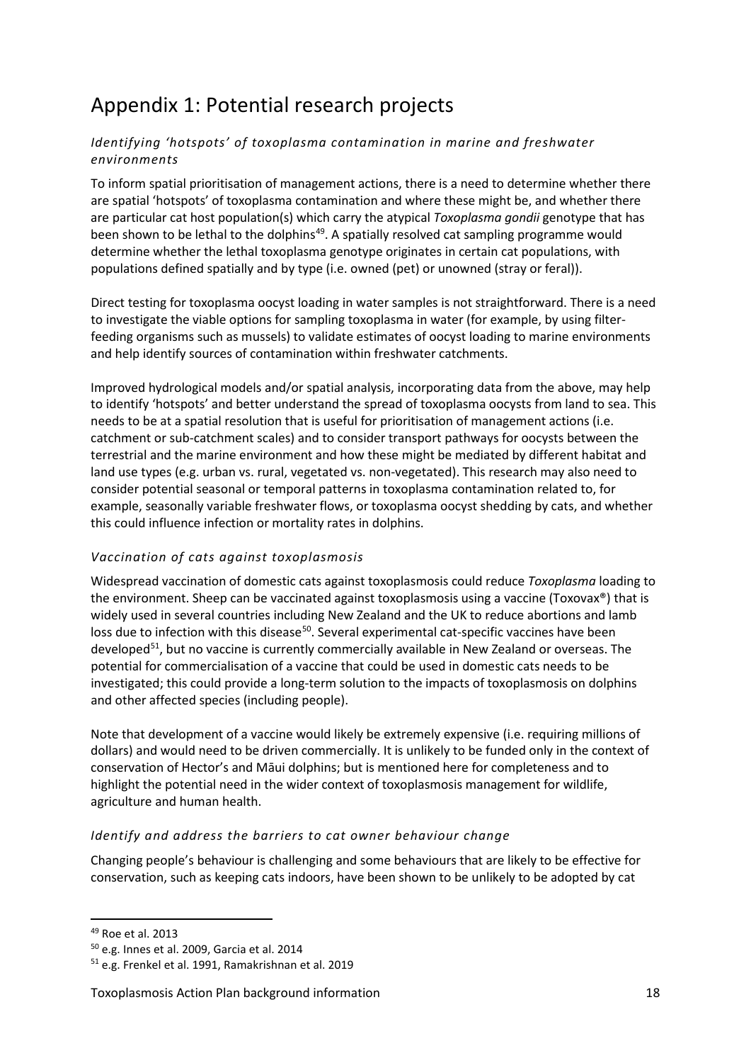# Appendix 1: Potential research projects

### *Identifying 'hotspots' of toxoplasma contamination in marine and freshwater environments*

To inform spatial prioritisation of management actions, there is a need to determine whether there are spatial 'hotspots' of toxoplasma contamination and where these might be, and whether there are particular cat host population(s) which carry the atypical *Toxoplasma gondii* genotype that has been shown to be lethal to the dolphins[49]. A spatially resolved cat sampling programme would determine whether the lethal toxoplasma genotype originates in certain cat populations, with populations defined spatially and by type (i.e. owned (pet) or unowned (stray or feral)).

Direct testing for toxoplasma oocyst loading in water samples is not straightforward. There is a need to investigate the viable options for sampling toxoplasma in water (for example, by using filter-feeding organisms such as mussels) to validate estimates of oocyst loading to marine environments and help identify sources of contamination within freshwater catchments.

Improved hydrological models and/or spatial analysis, incorporating data from the above, may help to identify 'hotspots' and better understand the spread of toxoplasma oocysts from land to sea. This needs to be at a spatial resolution that is useful for prioritisation of management actions (i.e. catchment or sub-catchment scales) and to consider transport pathways for oocysts between the terrestrial and the marine environment and how these might be mediated by different habitat and land use types (e.g. urban vs. rural, vegetated vs. non-vegetated). This research may also need to consider potential seasonal or temporal patterns in toxoplasma contamination related to, for example, seasonally variable freshwater flows, or toxoplasma oocyst shedding by cats, and whether this could influence infection or mortality rates in dolphins.

### *Vaccination of cats against toxoplasmosis*

Widespread vaccination of domestic cats against toxoplasmosis could reduce *Toxoplasma* loading to the environment. Sheep can be vaccinated against toxoplasmosis using a vaccine (Toxovax®) that is widely used in several countries including New Zealand and the UK to reduce abortions and lamb loss due to infection with this disease[50]. Several experimental cat-specific vaccines have been developed[51], but no vaccine is currently commercially available in New Zealand or overseas. The potential for commercialisation of a vaccine that could be used in domestic cats needs to be investigated; this could provide a long-term solution to the impacts of toxoplasmosis on dolphins and other affected species (including people).

Note that development of a vaccine would likely be extremely expensive (i.e. requiring millions of dollars) and would need to be driven commercially. It is unlikely to be funded only in the context of conservation of Hector's and Māui dolphins; but is mentioned here for completeness and to highlight the potential need in the wider context of toxoplasmosis management for wildlife, agriculture and human health.

### *Identify and address the barriers to cat owner behaviour change*

Changing people's behaviour is challenging and some behaviours that are likely to be effective for conservation, such as keeping cats indoors, have been shown to be unlikely to be adopted by cat

---

[49] Roe et al. 2013

[50] e.g. Innes et al. 2009, Garcia et al. 2014

[51] e.g. Frenkel et al. 1991, Ramakrishnan et al. 2019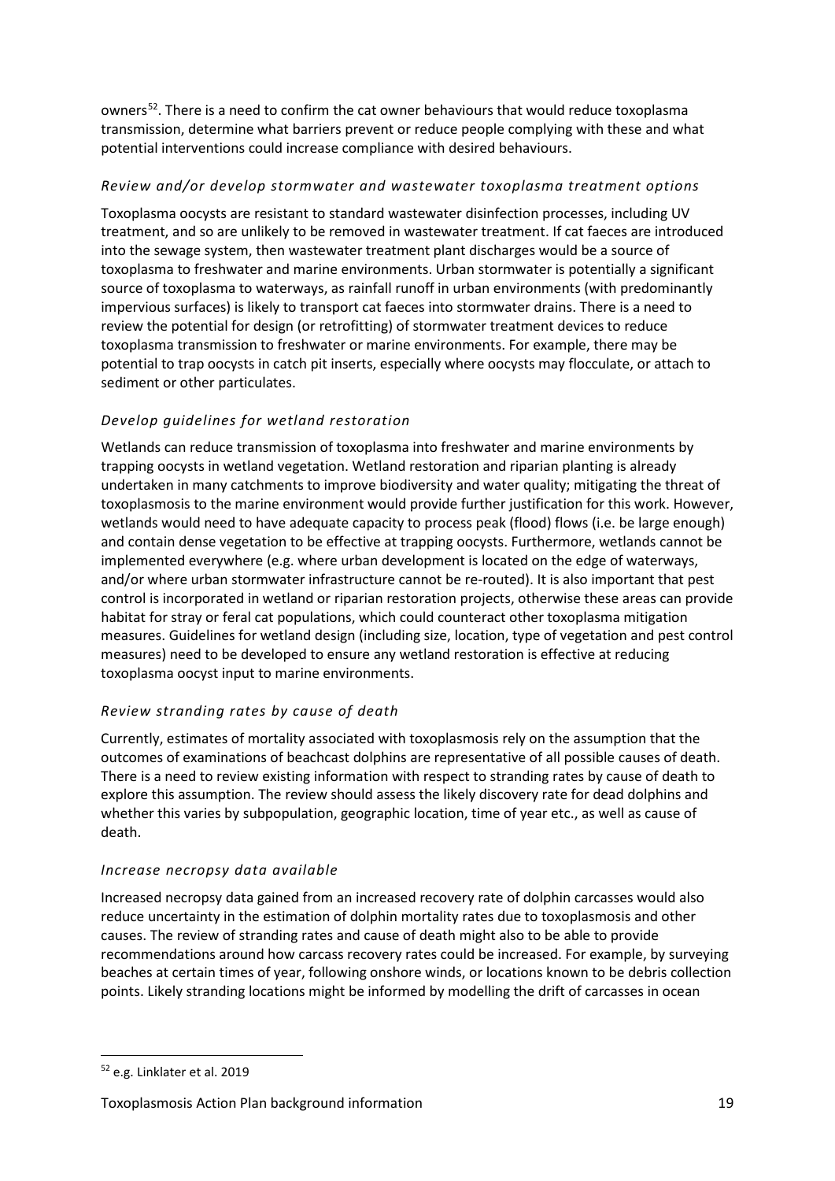owners[52]. There is a need to confirm the cat owner behaviours that would reduce toxoplasma transmission, determine what barriers prevent or reduce people complying with these and what potential interventions could increase compliance with desired behaviours.

### *Review and/or develop stormwater and wastewater toxoplasma treatment options*

Toxoplasma oocysts are resistant to standard wastewater disinfection processes, including UV treatment, and so are unlikely to be removed in wastewater treatment. If cat faeces are introduced into the sewage system, then wastewater treatment plant discharges would be a source of toxoplasma to freshwater and marine environments. Urban stormwater is potentially a significant source of toxoplasma to waterways, as rainfall runoff in urban environments (with predominantly impervious surfaces) is likely to transport cat faeces into stormwater drains. There is a need to review the potential for design (or retrofitting) of stormwater treatment devices to reduce toxoplasma transmission to freshwater or marine environments. For example, there may be potential to trap oocysts in catch pit inserts, especially where oocysts may flocculate, or attach to sediment or other particulates.

### *Develop guidelines for wetland restoration*

Wetlands can reduce transmission of toxoplasma into freshwater and marine environments by trapping oocysts in wetland vegetation. Wetland restoration and riparian planting is already undertaken in many catchments to improve biodiversity and water quality; mitigating the threat of toxoplasmosis to the marine environment would provide further justification for this work. However, wetlands would need to have adequate capacity to process peak (flood) flows (i.e. be large enough) and contain dense vegetation to be effective at trapping oocysts. Furthermore, wetlands cannot be implemented everywhere (e.g. where urban development is located on the edge of waterways, and/or where urban stormwater infrastructure cannot be re-routed). It is also important that pest control is incorporated in wetland or riparian restoration projects, otherwise these areas can provide habitat for stray or feral cat populations, which could counteract other toxoplasma mitigation measures. Guidelines for wetland design (including size, location, type of vegetation and pest control measures) need to be developed to ensure any wetland restoration is effective at reducing toxoplasma oocyst input to marine environments.

### *Review stranding rates by cause of death*

Currently, estimates of mortality associated with toxoplasmosis rely on the assumption that the outcomes of examinations of beachcast dolphins are representative of all possible causes of death. There is a need to review existing information with respect to stranding rates by cause of death to explore this assumption. The review should assess the likely discovery rate for dead dolphins and whether this varies by subpopulation, geographic location, time of year etc., as well as cause of death.

### *Increase necropsy data available*

Increased necropsy data gained from an increased recovery rate of dolphin carcasses would also reduce uncertainty in the estimation of dolphin mortality rates due to toxoplasmosis and other causes. The review of stranding rates and cause of death might also to be able to provide recommendations around how carcass recovery rates could be increased. For example, by surveying beaches at certain times of year, following onshore winds, or locations known to be debris collection points. Likely stranding locations might be informed by modelling the drift of carcasses in ocean

[52] e.g. Linklater et al. 2019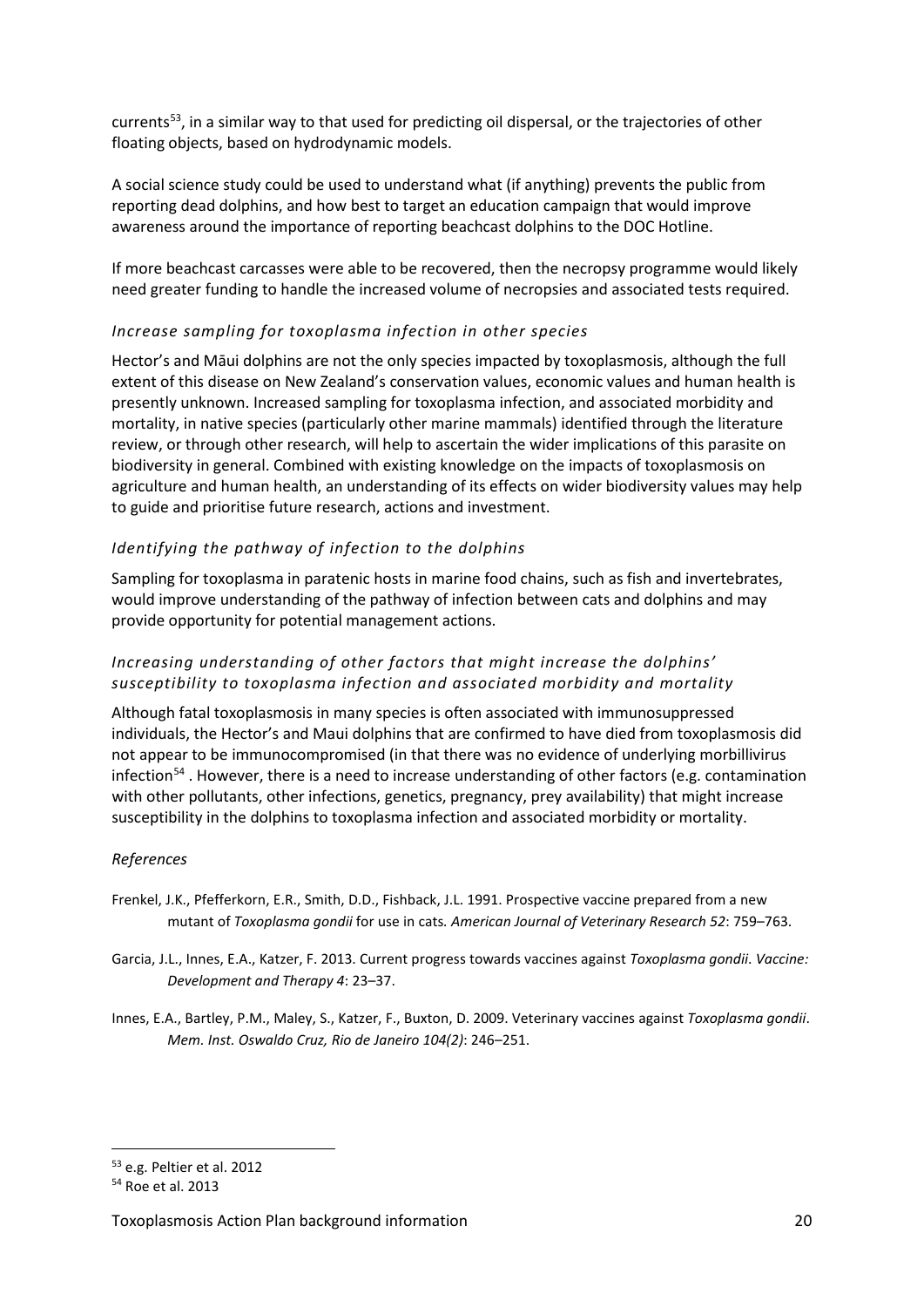currents[53], in a similar way to that used for predicting oil dispersal, or the trajectories of other floating objects, based on hydrodynamic models.

A social science study could be used to understand what (if anything) prevents the public from reporting dead dolphins, and how best to target an education campaign that would improve awareness around the importance of reporting beachcast dolphins to the DOC Hotline.

If more beachcast carcasses were able to be recovered, then the necropsy programme would likely need greater funding to handle the increased volume of necropsies and associated tests required.

### *Increase sampling for toxoplasma infection in other species*

Hector's and Māui dolphins are not the only species impacted by toxoplasmosis, although the full extent of this disease on New Zealand's conservation values, economic values and human health is presently unknown. Increased sampling for toxoplasma infection, and associated morbidity and mortality, in native species (particularly other marine mammals) identified through the literature review, or through other research, will help to ascertain the wider implications of this parasite on biodiversity in general. Combined with existing knowledge on the impacts of toxoplasmosis on agriculture and human health, an understanding of its effects on wider biodiversity values may help to guide and prioritise future research, actions and investment.

### *Identifying the pathway of infection to the dolphins*

Sampling for toxoplasma in paratenic hosts in marine food chains, such as fish and invertebrates, would improve understanding of the pathway of infection between cats and dolphins and may provide opportunity for potential management actions.

### *Increasing understanding of other factors that might increase the dolphins' susceptibility to toxoplasma infection and associated morbidity and mortality*

Although fatal toxoplasmosis in many species is often associated with immunosuppressed individuals, the Hector's and Maui dolphins that are confirmed to have died from toxoplasmosis did not appear to be immunocompromised (in that there was no evidence of underlying morbillivirus infection[54] . However, there is a need to increase understanding of other factors (e.g. contamination with other pollutants, other infections, genetics, pregnancy, prey availability) that might increase susceptibility in the dolphins to toxoplasma infection and associated morbidity or mortality.

### *References*

Frenkel, J.K., Pfefferkorn, E.R., Smith, D.D., Fishback, J.L. 1991. Prospective vaccine prepared from a new mutant of *Toxoplasma gondii* for use in cats. *American Journal of Veterinary Research 52*: 759–763.

Garcia, J.L., Innes, E.A., Katzer, F. 2013. Current progress towards vaccines against *Toxoplasma gondii*. *Vaccine: Development and Therapy 4*: 23–37.

Innes, E.A., Bartley, P.M., Maley, S., Katzer, F., Buxton, D. 2009. Veterinary vaccines against *Toxoplasma gondii*. *Mem. Inst. Oswaldo Cruz, Rio de Janeiro 104(2)*: 246–251.

---

[53] e.g. Peltier et al. 2012

[54] Roe et al. 2013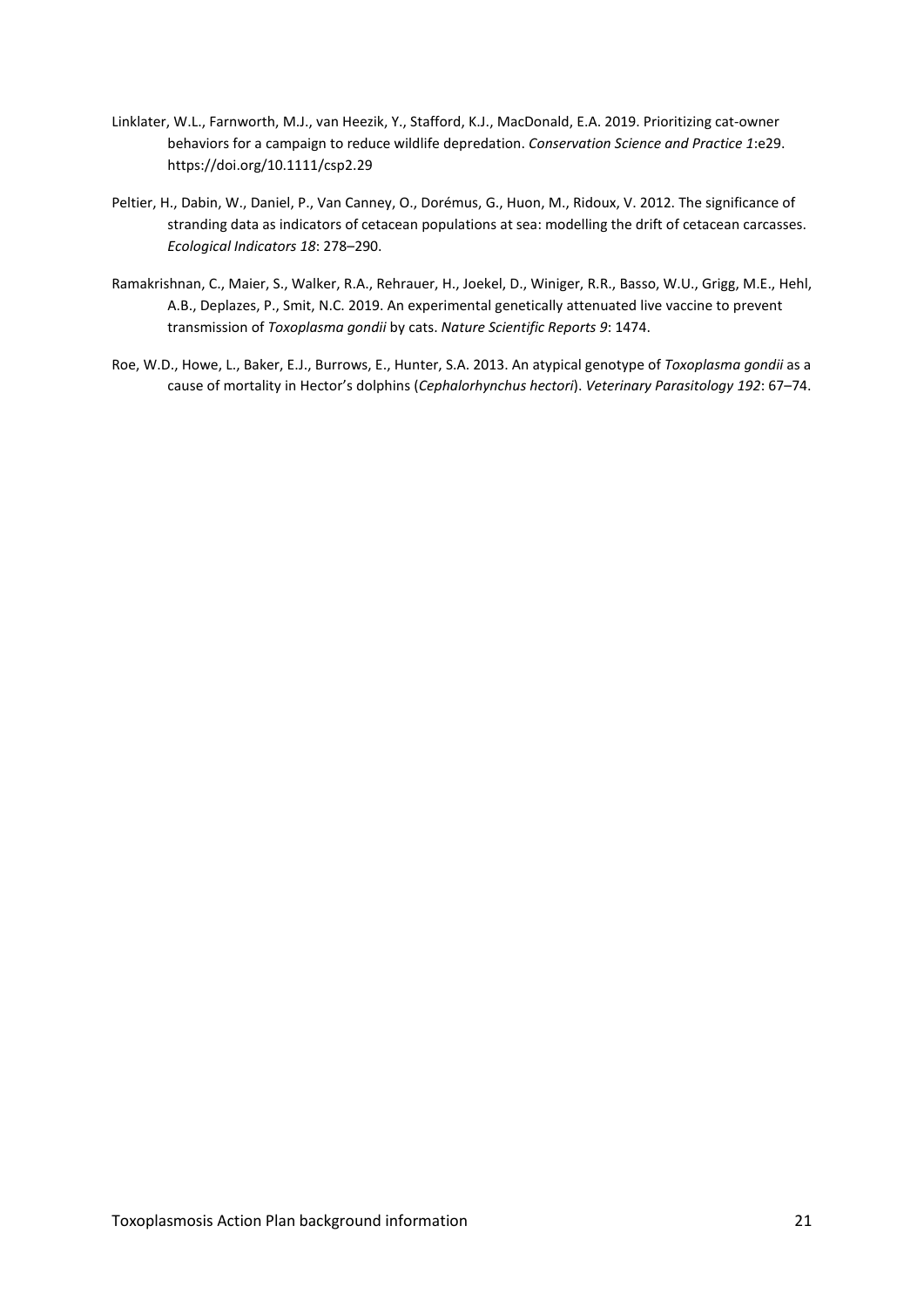Linklater, W.L., Farnworth, M.J., van Heezik, Y., Stafford, K.J., MacDonald, E.A. 2019. Prioritizing cat-owner behaviors for a campaign to reduce wildlife depredation. *Conservation Science and Practice 1*:e29. https://doi.org/10.1111/csp2.29

Peltier, H., Dabin, W., Daniel, P., Van Canney, O., Dorémus, G., Huon, M., Ridoux, V. 2012. The significance of stranding data as indicators of cetacean populations at sea: modelling the drift of cetacean carcasses. *Ecological Indicators 18*: 278–290.

Ramakrishnan, C., Maier, S., Walker, R.A., Rehrauer, H., Joekel, D., Winiger, R.R., Basso, W.U., Grigg, M.E., Hehl, A.B., Deplazes, P., Smit, N.C. 2019. An experimental genetically attenuated live vaccine to prevent transmission of *Toxoplasma gondii* by cats. *Nature Scientific Reports 9*: 1474.

Roe, W.D., Howe, L., Baker, E.J., Burrows, E., Hunter, S.A. 2013. An atypical genotype of *Toxoplasma gondii* as a cause of mortality in Hector's dolphins (*Cephalorhynchus hectori*). *Veterinary Parasitology 192*: 67–74.